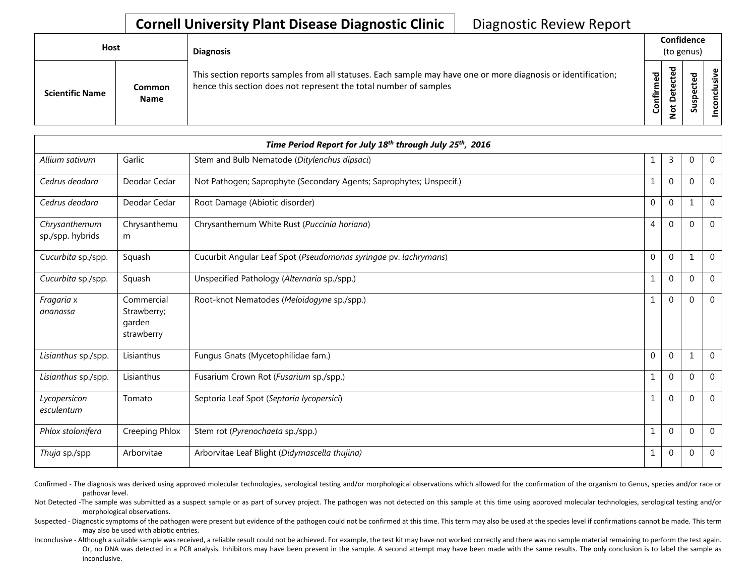# Cornell University Plant Disease Diagnostic Clinic — Diagnostic Review Report

| Host | | Diagnosis | Confidence (to genus) | | | |
|---|---|---|---|---|---|---|
| Scientific Name | Common Name | This section reports samples from all statuses. Each sample may have one or more diagnosis or identification; hence this section does not represent the total number of samples | Confirmed | Not Detected | Suspected | Inconclusive |

| *Time Period Report for July 18th through July 25th, 2016* | | | | | | |
|---|---|---|---|---|---|---|
| *Allium sativum* | Garlic | Stem and Bulb Nematode (*Ditylenchus dipsaci*) | 1 | 3 | 0 | 0 |
| *Cedrus deodara* | Deodar Cedar | Not Pathogen; Saprophyte (Secondary Agents; Saprophytes; Unspecif.) | 1 | 0 | 0 | 0 |
| *Cedrus deodara* | Deodar Cedar | Root Damage (Abiotic disorder) | 0 | 0 | 1 | 0 |
| *Chrysanthemum* sp./spp. hybrids | Chrysanthemum | Chrysanthemum White Rust (*Puccinia horiana*) | 4 | 0 | 0 | 0 |
| *Cucurbita* sp./spp. | Squash | Cucurbit Angular Leaf Spot (*Pseudomonas syringae* pv. *lachrymans*) | 0 | 0 | 1 | 0 |
| *Cucurbita* sp./spp. | Squash | Unspecified Pathology (*Alternaria* sp./spp.) | 1 | 0 | 0 | 0 |
| *Fragaria* x *ananassa* | Commercial Strawberry; garden strawberry | Root-knot Nematodes (*Meloidogyne* sp./spp.) | 1 | 0 | 0 | 0 |
| *Lisianthus* sp./spp. | Lisianthus | Fungus Gnats (Mycetophilidae fam.) | 0 | 0 | 1 | 0 |
| *Lisianthus* sp./spp. | Lisianthus | Fusarium Crown Rot (*Fusarium* sp./spp.) | 1 | 0 | 0 | 0 |
| *Lycopersicon esculentum* | Tomato | Septoria Leaf Spot (*Septoria lycopersici*) | 1 | 0 | 0 | 0 |
| *Phlox stolonifera* | Creeping Phlox | Stem rot (*Pyrenochaeta* sp./spp.) | 1 | 0 | 0 | 0 |
| *Thuja* sp./spp | Arborvitae | Arborvitae Leaf Blight (*Didymascella thujina)* | 1 | 0 | 0 | 0 |

Confirmed - The diagnosis was derived using approved molecular technologies, serological testing and/or morphological observations which allowed for the confirmation of the organism to Genus, species and/or race or pathovar level.

Not Detected -The sample was submitted as a suspect sample or as part of survey project. The pathogen was not detected on this sample at this time using approved molecular technologies, serological testing and/or morphological observations.

Suspected - Diagnostic symptoms of the pathogen were present but evidence of the pathogen could not be confirmed at this time. This term may also be used at the species level if confirmations cannot be made. This term may also be used with abiotic entries.

Inconclusive - Although a suitable sample was received, a reliable result could not be achieved. For example, the test kit may have not worked correctly and there was no sample material remaining to perform the test again. Or, no DNA was detected in a PCR analysis. Inhibitors may have been present in the sample. A second attempt may have been made with the same results. The only conclusion is to label the sample as inconclusive.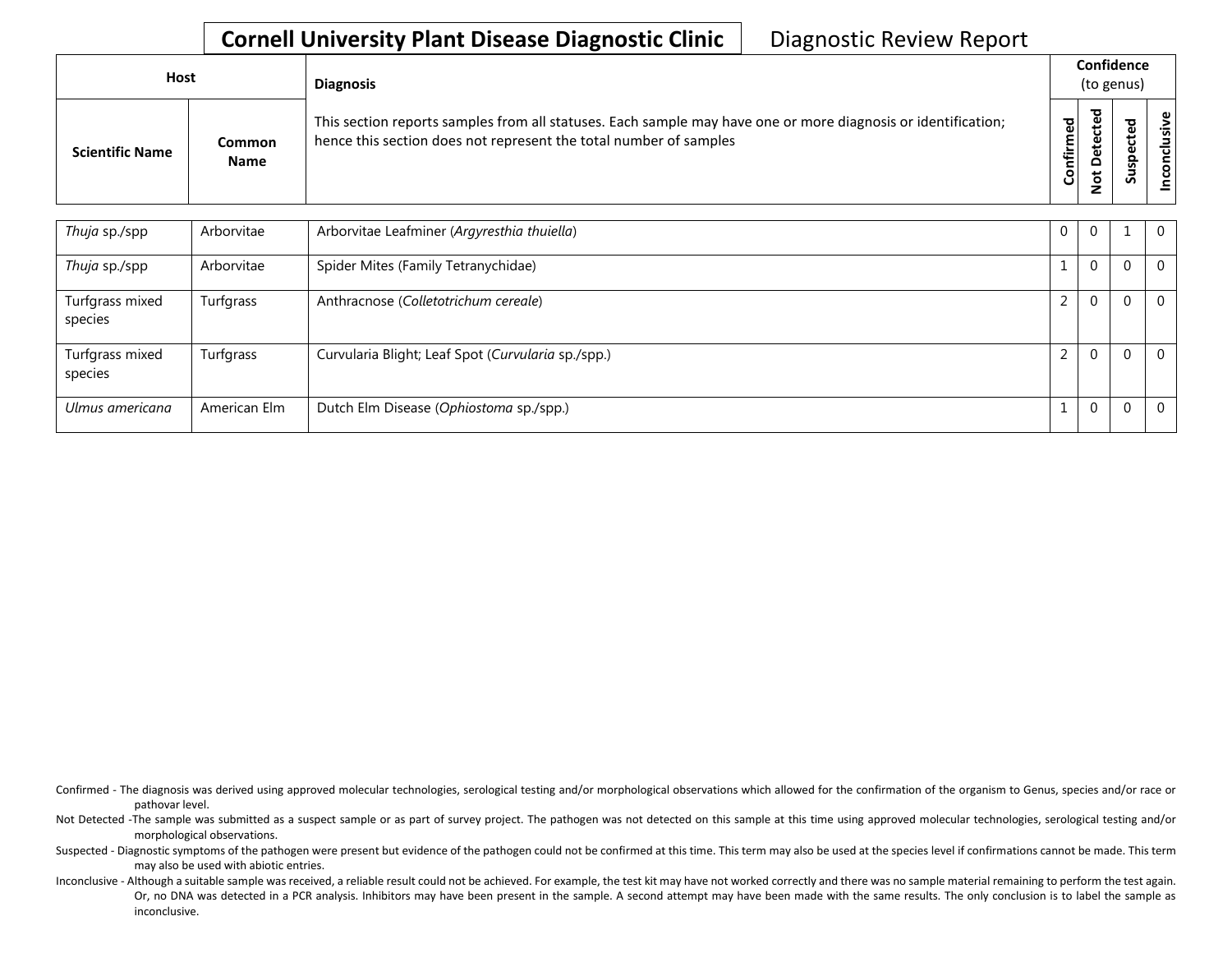**Cornell University Plant Disease Diagnostic Clinic** Diagnostic Review Report

| Host | | Diagnosis | Confidence (to genus) | | | |
|---|---|---|---|---|---|---|
| Scientific Name | Common Name | This section reports samples from all statuses. Each sample may have one or more diagnosis or identification; hence this section does not represent the total number of samples | Confirmed | Not Detected | Suspected | Inconclusive |
| *Thuja* sp./spp | Arborvitae | Arborvitae Leafminer (*Argyresthia thuiella*) | 0 | 0 | 1 | 0 |
| *Thuja* sp./spp | Arborvitae | Spider Mites (Family Tetranychidae) | 1 | 0 | 0 | 0 |
| Turfgrass mixed species | Turfgrass | Anthracnose (*Colletotrichum cereale*) | 2 | 0 | 0 | 0 |
| Turfgrass mixed species | Turfgrass | Curvularia Blight; Leaf Spot (*Curvularia* sp./spp.) | 2 | 0 | 0 | 0 |
| *Ulmus americana* | American Elm | Dutch Elm Disease (*Ophiostoma* sp./spp.) | 1 | 0 | 0 | 0 |

Confirmed - The diagnosis was derived using approved molecular technologies, serological testing and/or morphological observations which allowed for the confirmation of the organism to Genus, species and/or race or pathovar level.

Not Detected -The sample was submitted as a suspect sample or as part of survey project. The pathogen was not detected on this sample at this time using approved molecular technologies, serological testing and/or morphological observations.

Suspected - Diagnostic symptoms of the pathogen were present but evidence of the pathogen could not be confirmed at this time. This term may also be used at the species level if confirmations cannot be made. This term may also be used with abiotic entries.

Inconclusive - Although a suitable sample was received, a reliable result could not be achieved. For example, the test kit may have not worked correctly and there was no sample material remaining to perform the test again. Or, no DNA was detected in a PCR analysis. Inhibitors may have been present in the sample. A second attempt may have been made with the same results. The only conclusion is to label the sample as inconclusive.